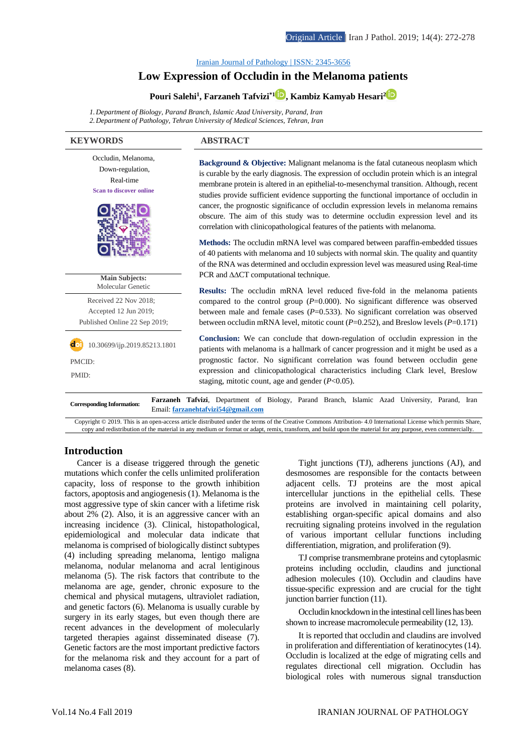Original Article | Iran J Pathol. 2019; 14(4): 272-278

Iranian Journal of Pathology | ISSN: 2345-3656

# Low Expression of Occludin in the Melanoma patients

**Pouri Salehi[1], Farzaneh Tafvizi[*1], Kambiz Kamyab Hesari[2]**

1. *Department of Biology, Parand Branch, Islamic Azad University, Parand, Iran*
2. *Department of Pathology, Tehran University of Medical Sciences, Tehran, Iran*

## KEYWORDS

Occludin, Melanoma, Down-regulation, Real-time

Scan to discover online

**Main Subjects:** Molecular Genetic

Received 22 Nov 2018; Accepted 12 Jun 2019; Published Online 22 Sep 2019;

10.30699/ijp.2019.85213.1801

PMCID:

PMID:

## ABSTRACT

**Background & Objective:** Malignant melanoma is the fatal cutaneous neoplasm which is curable by the early diagnosis. The expression of occludin protein which is an integral membrane protein is altered in an epithelial-to-mesenchymal transition. Although, recent studies provide sufficient evidence supporting the functional importance of occludin in cancer, the prognostic significance of occludin expression levels in melanoma remains obscure. The aim of this study was to determine occludin expression level and its correlation with clinicopathological features of the patients with melanoma.

**Methods:** The occludin mRNA level was compared between paraffin-embedded tissues of 40 patients with melanoma and 10 subjects with normal skin. The quality and quantity of the RNA was determined and occludin expression level was measured using Real-time PCR and ΔΔCT computational technique.

**Results:** The occludin mRNA level reduced five-fold in the melanoma patients compared to the control group ($P$=0.000). No significant difference was observed between male and female cases ($P$=0.533). No significant correlation was observed between occludin mRNA level, mitotic count ($P$=0.252), and Breslow levels ($P$=0.171)

**Conclusion:** We can conclude that down-regulation of occludin expression in the patients with melanoma is a hallmark of cancer progression and it might be used as a prognostic factor. No significant correlation was found between occludin gene expression and clinicopathological characteristics including Clark level, Breslow staging, mitotic count, age and gender ($P$<0.05).

**Corresponding Information:** **Farzaneh Tafvizi**, Department of Biology, Parand Branch, Islamic Azad University, Parand, Iran Email: **farzanehtafvizi54@gmail.com**

Copyright © 2019. This is an open-access article distributed under the terms of the Creative Commons Attribution- 4.0 International License which permits Share, copy and redistribution of the material in any medium or format or adapt, remix, transform, and build upon the material for any purpose, even commercially.

## Introduction

Cancer is a disease triggered through the genetic mutations which confer the cells unlimited proliferation capacity, loss of response to the growth inhibition factors, apoptosis and angiogenesis (1). Melanoma is the most aggressive type of skin cancer with a lifetime risk about 2% (2). Also, it is an aggressive cancer with an increasing incidence (3). Clinical, histopathological, epidemiological and molecular data indicate that melanoma is comprised of biologically distinct subtypes (4) including spreading melanoma, lentigo maligna melanoma, nodular melanoma and acral lentiginous melanoma (5). The risk factors that contribute to the melanoma are age, gender, chronic exposure to the chemical and physical mutagens, ultraviolet radiation, and genetic factors (6). Melanoma is usually curable by surgery in its early stages, but even though there are recent advances in the development of molecularly targeted therapies against disseminated disease (7). Genetic factors are the most important predictive factors for the melanoma risk and they account for a part of melanoma cases (8).

Tight junctions (TJ), adherens junctions (AJ), and desmosomes are responsible for the contacts between adjacent cells. TJ proteins are the most apical intercellular junctions in the epithelial cells. These proteins are involved in maintaining cell polarity, establishing organ-specific apical domains and also recruiting signaling proteins involved in the regulation of various important cellular functions including differentiation, migration, and proliferation (9).

TJ comprise transmembrane proteins and cytoplasmic proteins including occludin, claudins and junctional adhesion molecules (10). Occludin and claudins have tissue-specific expression and are crucial for the tight junction barrier function (11).

Occludin knockdown in the intestinal cell lines has been shown to increase macromolecule permeability (12, 13).

It is reported that occludin and claudins are involved in proliferation and differentiation of keratinocytes (14). Occludin is localized at the edge of migrating cells and regulates directional cell migration. Occludin has biological roles with numerous signal transduction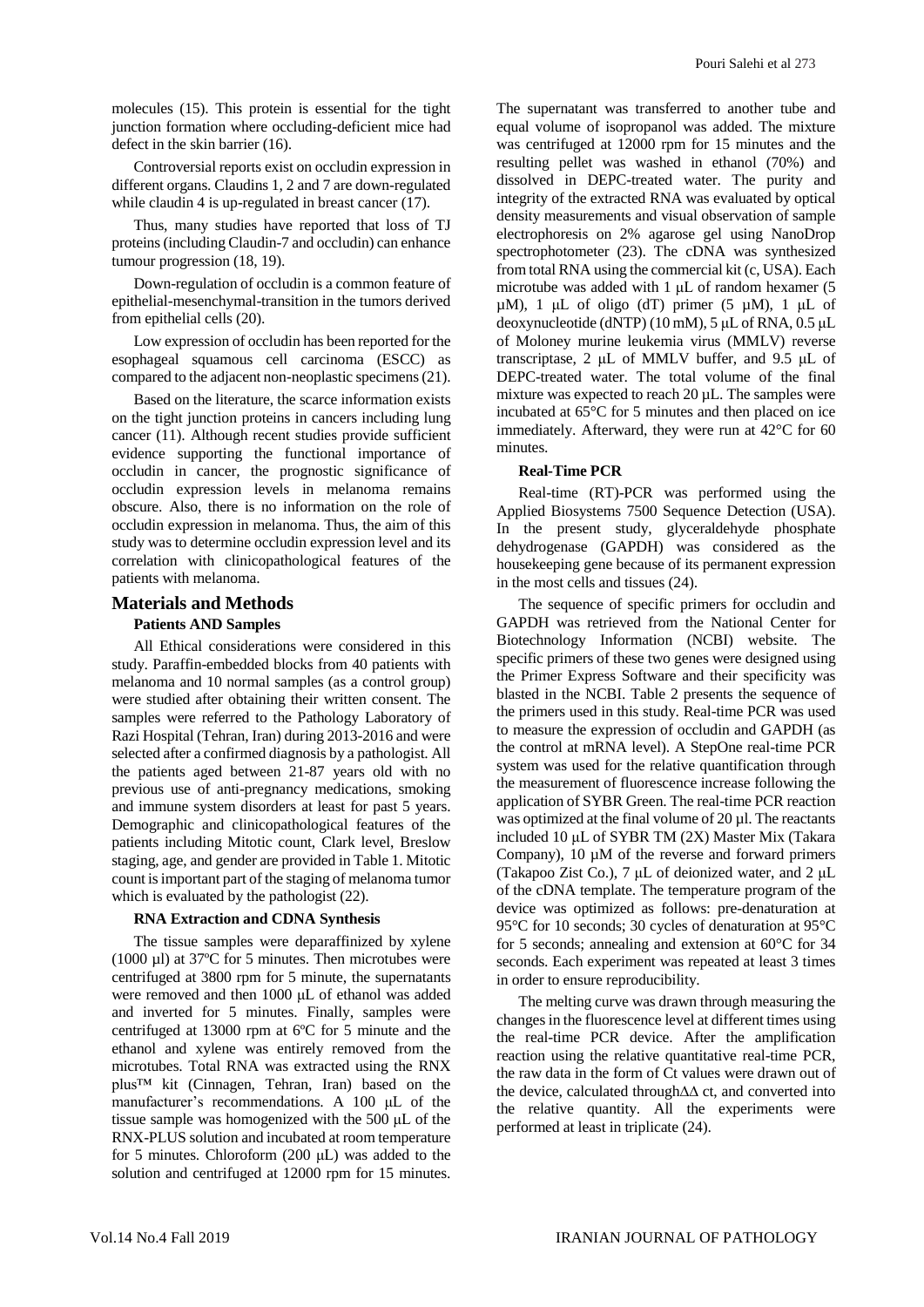molecules (15). This protein is essential for the tight junction formation where occluding-deficient mice had defect in the skin barrier (16).

Controversial reports exist on occludin expression in different organs. Claudins 1, 2 and 7 are down-regulated while claudin 4 is up-regulated in breast cancer (17).

Thus, many studies have reported that loss of TJ proteins (including Claudin-7 and occludin) can enhance tumour progression (18, 19).

Down-regulation of occludin is a common feature of epithelial-mesenchymal-transition in the tumors derived from epithelial cells (20).

Low expression of occludin has been reported for the esophageal squamous cell carcinoma (ESCC) as compared to the adjacent non-neoplastic specimens (21).

Based on the literature, the scarce information exists on the tight junction proteins in cancers including lung cancer (11). Although recent studies provide sufficient evidence supporting the functional importance of occludin in cancer, the prognostic significance of occludin expression levels in melanoma remains obscure. Also, there is no information on the role of occludin expression in melanoma. Thus, the aim of this study was to determine occludin expression level and its correlation with clinicopathological features of the patients with melanoma.

## Materials and Methods

### Patients AND Samples

All Ethical considerations were considered in this study. Paraffin-embedded blocks from 40 patients with melanoma and 10 normal samples (as a control group) were studied after obtaining their written consent. The samples were referred to the Pathology Laboratory of Razi Hospital (Tehran, Iran) during 2013-2016 and were selected after a confirmed diagnosis by a pathologist. All the patients aged between 21-87 years old with no previous use of anti-pregnancy medications, smoking and immune system disorders at least for past 5 years. Demographic and clinicopathological features of the patients including Mitotic count, Clark level, Breslow staging, age, and gender are provided in Table 1. Mitotic count is important part of the staging of melanoma tumor which is evaluated by the pathologist (22).

### RNA Extraction and CDNA Synthesis

The tissue samples were deparaffinized by xylene (1000 µl) at 37ºC for 5 minutes. Then microtubes were centrifuged at 3800 rpm for 5 minute, the supernatants were removed and then 1000 µL of ethanol was added and inverted for 5 minutes. Finally, samples were centrifuged at 13000 rpm at 6ºC for 5 minute and the ethanol and xylene was entirely removed from the microtubes. Total RNA was extracted using the RNX plus™ kit (Cinnagen, Tehran, Iran) based on the manufacturer's recommendations. A 100 µL of the tissue sample was homogenized with the 500 µL of the RNX-PLUS solution and incubated at room temperature for 5 minutes. Chloroform (200 µL) was added to the solution and centrifuged at 12000 rpm for 15 minutes. The supernatant was transferred to another tube and equal volume of isopropanol was added. The mixture was centrifuged at 12000 rpm for 15 minutes and the resulting pellet was washed in ethanol (70%) and dissolved in DEPC-treated water. The purity and integrity of the extracted RNA was evaluated by optical density measurements and visual observation of sample electrophoresis on 2% agarose gel using NanoDrop spectrophotometer (23). The cDNA was synthesized from total RNA using the commercial kit (c, USA). Each microtube was added with 1 µL of random hexamer (5 µM), 1 µL of oligo (dT) primer (5 µM), 1 µL of deoxynucleotide (dNTP) (10 mM), 5 µL of RNA, 0.5 µL of Moloney murine leukemia virus (MMLV) reverse transcriptase, 2 µL of MMLV buffer, and 9.5 µL of DEPC-treated water. The total volume of the final mixture was expected to reach 20 µL. The samples were incubated at 65°C for 5 minutes and then placed on ice immediately. Afterward, they were run at 42°C for 60 minutes.

### Real-Time PCR

Real-time (RT)-PCR was performed using the Applied Biosystems 7500 Sequence Detection (USA). In the present study, glyceraldehyde phosphate dehydrogenase (GAPDH) was considered as the housekeeping gene because of its permanent expression in the most cells and tissues (24).

The sequence of specific primers for occludin and GAPDH was retrieved from the National Center for Biotechnology Information (NCBI) website. The specific primers of these two genes were designed using the Primer Express Software and their specificity was blasted in the NCBI. Table 2 presents the sequence of the primers used in this study. Real-time PCR was used to measure the expression of occludin and GAPDH (as the control at mRNA level). A StepOne real-time PCR system was used for the relative quantification through the measurement of fluorescence increase following the application of SYBR Green. The real-time PCR reaction was optimized at the final volume of 20 µl. The reactants included 10 µL of SYBR TM (2X) Master Mix (Takara Company), 10 µM of the reverse and forward primers (Takapoo Zist Co.), 7 µL of deionized water, and 2 µL of the cDNA template. The temperature program of the device was optimized as follows: pre-denaturation at 95°C for 10 seconds; 30 cycles of denaturation at 95°C for 5 seconds; annealing and extension at 60°C for 34 seconds. Each experiment was repeated at least 3 times in order to ensure reproducibility.

The melting curve was drawn through measuring the changes in the fluorescence level at different times using the real-time PCR device. After the amplification reaction using the relative quantitative real-time PCR, the raw data in the form of Ct values were drawn out of the device, calculated through$\Delta\Delta$ ct, and converted into the relative quantity. All the experiments were performed at least in triplicate (24).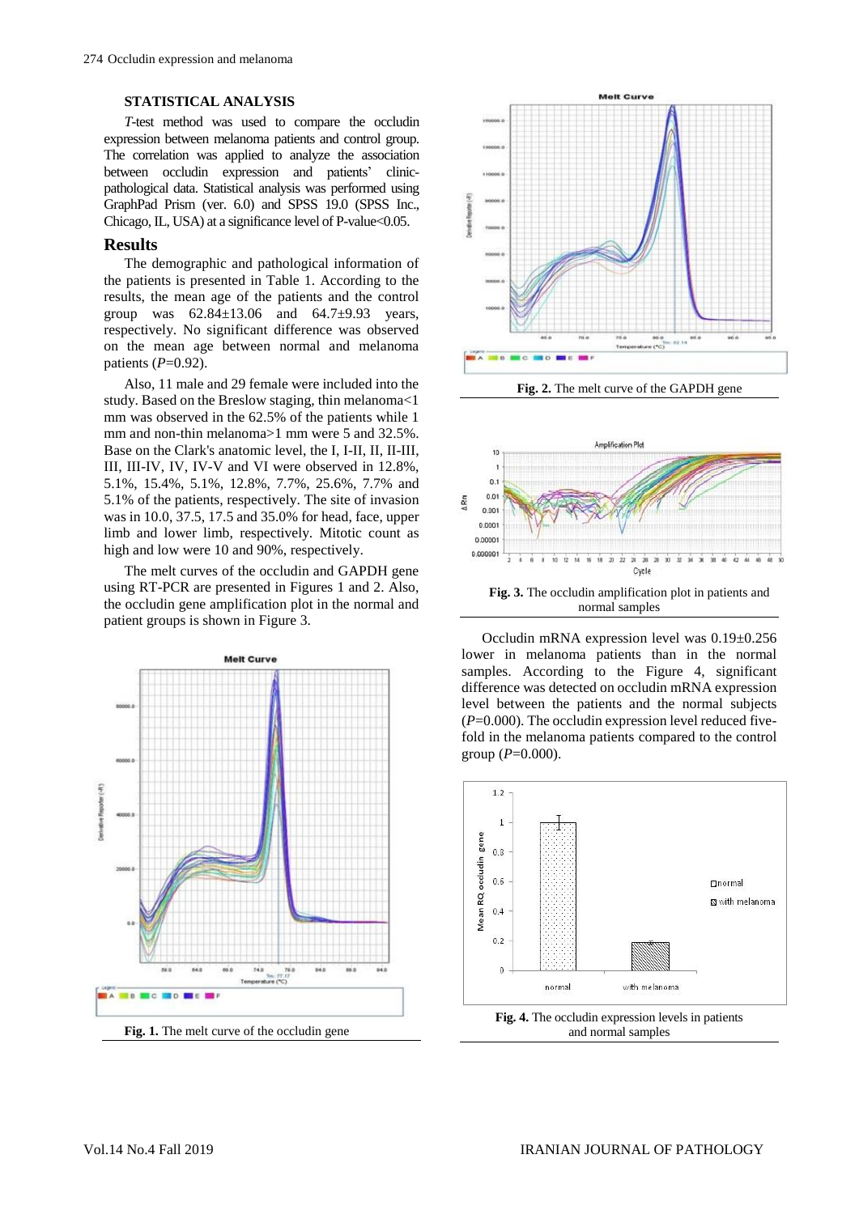### STATISTICAL ANALYSIS

*T*-test method was used to compare the occludin expression between melanoma patients and control group. The correlation was applied to analyze the association between occludin expression and patients' clinic-pathological data. Statistical analysis was performed using GraphPad Prism (ver. 6.0) and SPSS 19.0 (SPSS Inc., Chicago, IL, USA) at a significance level of P-value<0.05.

## Results

The demographic and pathological information of the patients is presented in Table 1. According to the results, the mean age of the patients and the control group was 62.84±13.06 and 64.7±9.93 years, respectively. No significant difference was observed on the mean age between normal and melanoma patients ($P$=0.92).

Also, 11 male and 29 female were included into the study. Based on the Breslow staging, thin melanoma<1 mm was observed in the 62.5% of the patients while 1 mm and non-thin melanoma>1 mm were 5 and 32.5%. Base on the Clark's anatomic level, the I, I-II, II, II-III, III, III-IV, IV, IV-V and VI were observed in 12.8%, 5.1%, 15.4%, 5.1%, 12.8%, 7.7%, 25.6%, 7.7% and 5.1% of the patients, respectively. The site of invasion was in 10.0, 37.5, 17.5 and 35.0% for head, face, upper limb and lower limb, respectively. Mitotic count as high and low were 10 and 90%, respectively.

The melt curves of the occludin and GAPDH gene using RT-PCR are presented in Figures 1 and 2. Also, the occludin gene amplification plot in the normal and patient groups is shown in Figure 3.

**Fig. 1.** The melt curve of the occludin gene

**Fig. 2.** The melt curve of the GAPDH gene

**Fig. 3.** The occludin amplification plot in patients and normal samples

Occludin mRNA expression level was 0.19±0.256 lower in melanoma patients than in the normal samples. According to the Figure 4, significant difference was detected on occludin mRNA expression level between the patients and the normal subjects ($P$=0.000). The occludin expression level reduced five-fold in the melanoma patients compared to the control group ($P$=0.000).

**Fig. 4.** The occludin expression levels in patients and normal samples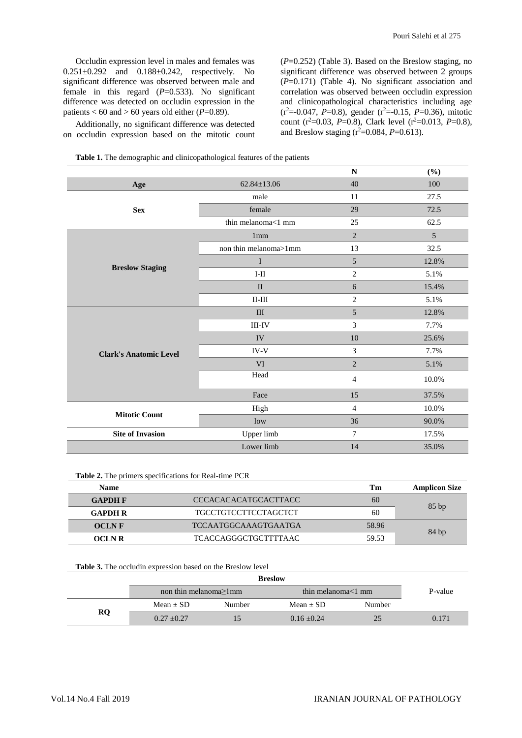Occludin expression level in males and females was 0.251±0.292 and 0.188±0.242, respectively. No significant difference was observed between male and female in this regard (*P*=0.533). No significant difference was detected on occludin expression in the patients < 60 and > 60 years old either (*P*=0.89).

Additionally, no significant difference was detected on occludin expression based on the mitotic count (*P*=0.252) (Table 3). Based on the Breslow staging, no significant difference was observed between 2 groups (*P*=0.171) (Table 4). No significant association and correlation was observed between occludin expression and clinicopathological characteristics including age ($r^2$=-0.047, *P*=0.8), gender ($r^2$=-0.15, *P*=0.36), mitotic count ($r^2$=0.03, *P*=0.8), Clark level ($r^2$=0.013, *P*=0.8), and Breslow staging ($r^2$=0.084, *P*=0.613).

**Table 1.** The demographic and clinicopathological features of the patients

| | | N | (%) |
|---|---|---|---|
| **Age** | 62.84±13.06 | 40 | 100 |
| **Sex** | male | 11 | 27.5 |
| | female | 29 | 72.5 |
| | thin melanoma<1 mm | 25 | 62.5 |
| **Breslow Staging** | 1mm | 2 | 5 |
| | non thin melanoma>1mm | 13 | 32.5 |
| | I | 5 | 12.8% |
| | I-II | 2 | 5.1% |
| | II | 6 | 15.4% |
| | II-III | 2 | 5.1% |
| **Clark's Anatomic Level** | III | 5 | 12.8% |
| | III-IV | 3 | 7.7% |
| | IV | 10 | 25.6% |
| | IV-V | 3 | 7.7% |
| | VI | 2 | 5.1% |
| | Head | 4 | 10.0% |
| | Face | 15 | 37.5% |
| **Mitotic Count** | High | 4 | 10.0% |
| | low | 36 | 90.0% |
| **Site of Invasion** | Upper limb | 7 | 17.5% |
| | Lower limb | 14 | 35.0% |

**Table 2.** The primers specifications for Real-time PCR

| Name | | Tm | Amplicon Size |
|---|---|---|---|
| **GAPDH F** | CCCACACACATGCACTTACC | 60 | 85 bp |
| **GAPDH R** | TGCCTGTCCTTCCTAGCTCT | 60 | |
| **OCLN F** | TCCAATGGCAAAGTGAATGA | 58.96 | 84 bp |
| **OCLN R** | TCACCAGGGCTGCTTTTAAC | 59.53 | |

**Table 3.** The occludin expression based on the Breslow level

| | Breslow | | | | P-value |
|---|---|---|---|---|---|
| | non thin melanoma≥1mm | | thin melanoma<1 mm | | |
| **RQ** | Mean ± SD | Number | Mean ± SD | Number | |
| | 0.27 ±0.27 | 15 | 0.16 ±0.24 | 25 | 0.171 |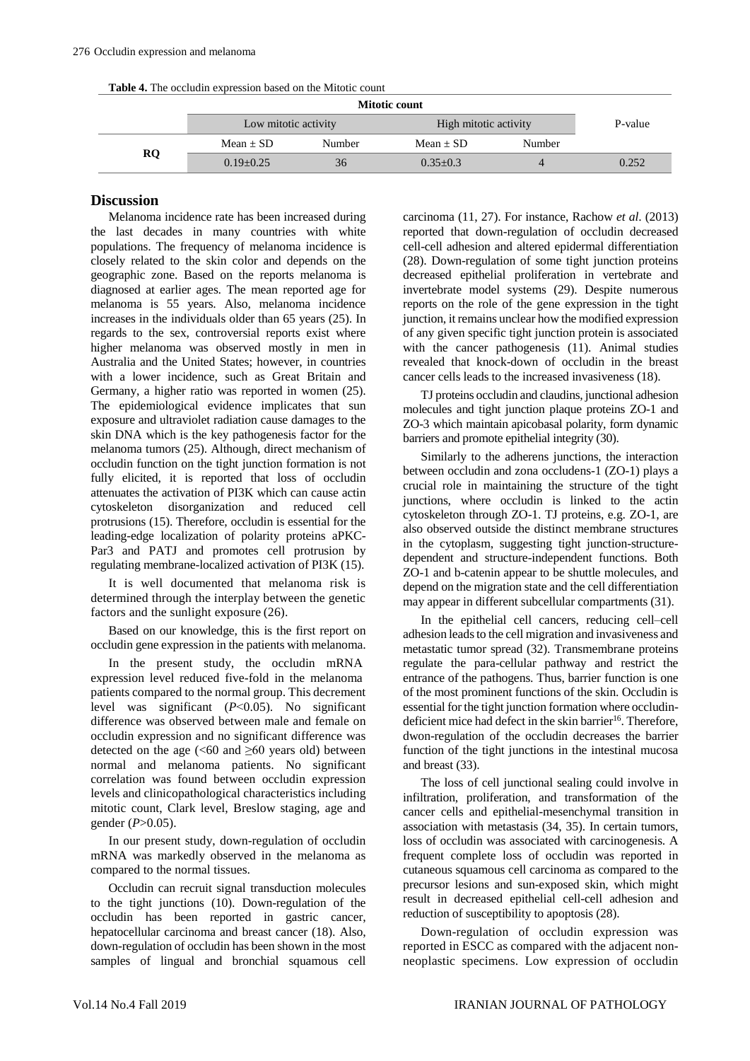**Table 4.** The occludin expression based on the Mitotic count

| | Mitotic count | | | | |
|---|---|---|---|---|---|
| | Low mitotic activity | | High mitotic activity | | P-value |
| | Mean ± SD | Number | Mean ± SD | Number | |
| **RQ** | 0.19±0.25 | 36 | 0.35±0.3 | 4 | 0.252 |

## Discussion

Melanoma incidence rate has been increased during the last decades in many countries with white populations. The frequency of melanoma incidence is closely related to the skin color and depends on the geographic zone. Based on the reports melanoma is diagnosed at earlier ages. The mean reported age for melanoma is 55 years. Also, melanoma incidence increases in the individuals older than 65 years (25). In regards to the sex, controversial reports exist where higher melanoma was observed mostly in men in Australia and the United States; however, in countries with a lower incidence, such as Great Britain and Germany, a higher ratio was reported in women (25). The epidemiological evidence implicates that sun exposure and ultraviolet radiation cause damages to the skin DNA which is the key pathogenesis factor for the melanoma tumors (25). Although, direct mechanism of occludin function on the tight junction formation is not fully elicited, it is reported that loss of occludin attenuates the activation of PI3K which can cause actin cytoskeleton disorganization and reduced cell protrusions (15). Therefore, occludin is essential for the leading-edge localization of polarity proteins aPKC-Par3 and PATJ and promotes cell protrusion by regulating membrane-localized activation of PI3K (15).

It is well documented that melanoma risk is determined through the interplay between the genetic factors and the sunlight exposure (26).

Based on our knowledge, this is the first report on occludin gene expression in the patients with melanoma.

In the present study, the occludin mRNA expression level reduced five-fold in the melanoma patients compared to the normal group. This decrement level was significant ($P$<0.05). No significant difference was observed between male and female on occludin expression and no significant difference was detected on the age (<60 and ≥60 years old) between normal and melanoma patients. No significant correlation was found between occludin expression levels and clinicopathological characteristics including mitotic count, Clark level, Breslow staging, age and gender ($P$>0.05).

In our present study, down-regulation of occludin mRNA was markedly observed in the melanoma as compared to the normal tissues.

Occludin can recruit signal transduction molecules to the tight junctions (10). Down-regulation of the occludin has been reported in gastric cancer, hepatocellular carcinoma and breast cancer (18). Also, down-regulation of occludin has been shown in the most samples of lingual and bronchial squamous cell carcinoma (11, 27). For instance, Rachow *et al*. (2013) reported that down-regulation of occludin decreased cell-cell adhesion and altered epidermal differentiation (28). Down-regulation of some tight junction proteins decreased epithelial proliferation in vertebrate and invertebrate model systems (29). Despite numerous reports on the role of the gene expression in the tight junction, it remains unclear how the modified expression of any given specific tight junction protein is associated with the cancer pathogenesis (11). Animal studies revealed that knock-down of occludin in the breast cancer cells leads to the increased invasiveness (18).

TJ proteins occludin and claudins, junctional adhesion molecules and tight junction plaque proteins ZO-1 and ZO-3 which maintain apicobasal polarity, form dynamic barriers and promote epithelial integrity (30).

Similarly to the adherens junctions, the interaction between occludin and zona occludens-1 (ZO-1) plays a crucial role in maintaining the structure of the tight junctions, where occludin is linked to the actin cytoskeleton through ZO-1. TJ proteins, e.g. ZO-1, are also observed outside the distinct membrane structures in the cytoplasm, suggesting tight junction-structure-dependent and structure-independent functions. Both ZO-1 and b-catenin appear to be shuttle molecules, and depend on the migration state and the cell differentiation may appear in different subcellular compartments (31).

In the epithelial cell cancers, reducing cell–cell adhesion leads to the cell migration and invasiveness and metastatic tumor spread (32). Transmembrane proteins regulate the para-cellular pathway and restrict the entrance of the pathogens. Thus, barrier function is one of the most prominent functions of the skin. Occludin is essential for the tight junction formation where occludin-deficient mice had defect in the skin barrier[16]. Therefore, dwon-regulation of the occludin decreases the barrier function of the tight junctions in the intestinal mucosa and breast (33).

The loss of cell junctional sealing could involve in infiltration, proliferation, and transformation of the cancer cells and epithelial-mesenchymal transition in association with metastasis (34, 35). In certain tumors, loss of occludin was associated with carcinogenesis. A frequent complete loss of occludin was reported in cutaneous squamous cell carcinoma as compared to the precursor lesions and sun-exposed skin, which might result in decreased epithelial cell-cell adhesion and reduction of susceptibility to apoptosis (28).

Down-regulation of occludin expression was reported in ESCC as compared with the adjacent non-neoplastic specimens. Low expression of occludin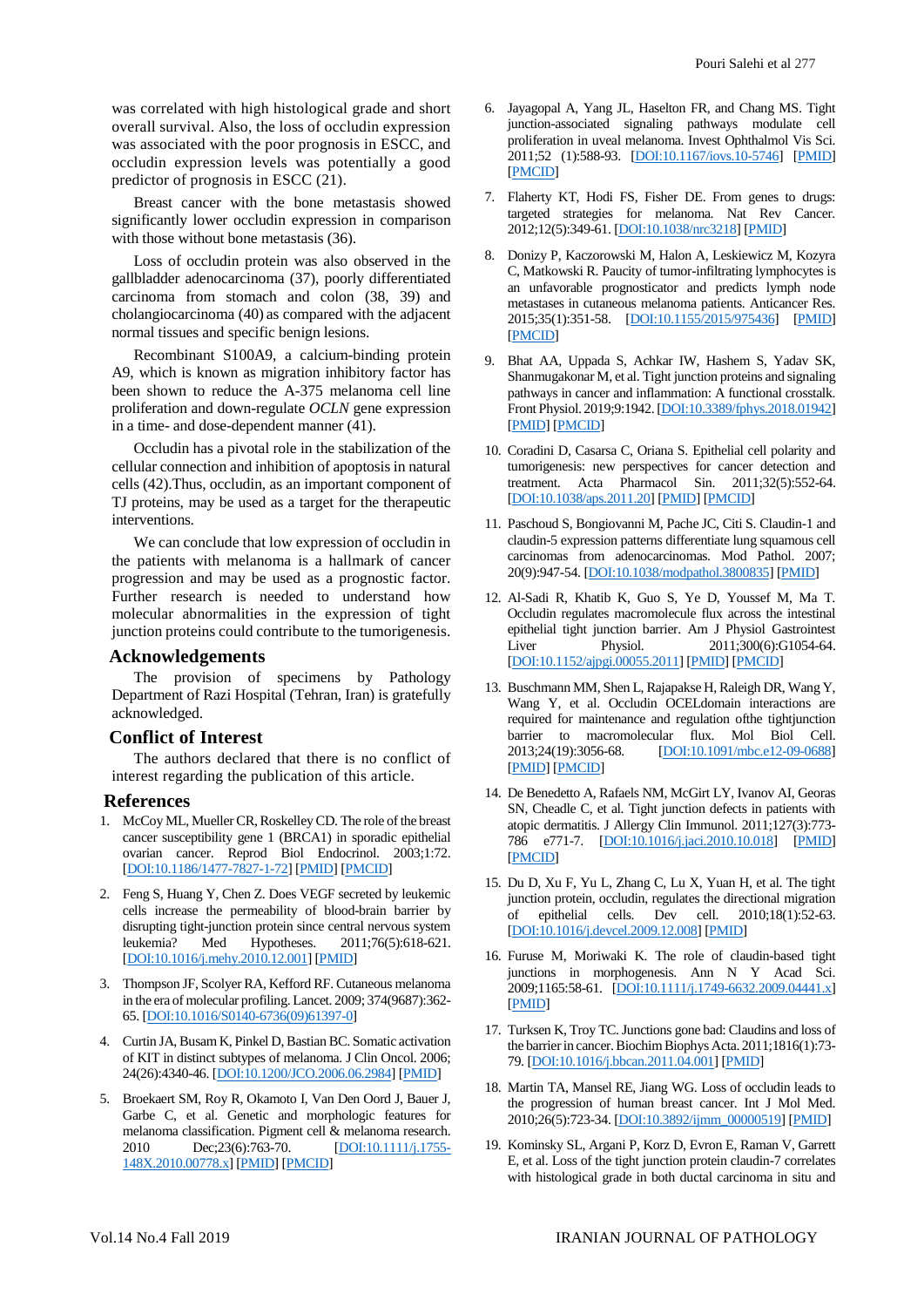was correlated with high histological grade and short overall survival. Also, the loss of occludin expression was associated with the poor prognosis in ESCC, and occludin expression levels was potentially a good predictor of prognosis in ESCC (21).

Breast cancer with the bone metastasis showed significantly lower occludin expression in comparison with those without bone metastasis (36).

Loss of occludin protein was also observed in the gallbladder adenocarcinoma (37), poorly differentiated carcinoma from stomach and colon (38, 39) and cholangiocarcinoma (40) as compared with the adjacent normal tissues and specific benign lesions.

Recombinant S100A9, a calcium-binding protein A9, which is known as migration inhibitory factor has been shown to reduce the A-375 melanoma cell line proliferation and down-regulate *OCLN* gene expression in a time- and dose-dependent manner (41).

Occludin has a pivotal role in the stabilization of the cellular connection and inhibition of apoptosis in natural cells (42).Thus, occludin, as an important component of TJ proteins, may be used as a target for the therapeutic interventions.

We can conclude that low expression of occludin in the patients with melanoma is a hallmark of cancer progression and may be used as a prognostic factor. Further research is needed to understand how molecular abnormalities in the expression of tight junction proteins could contribute to the tumorigenesis.

## Acknowledgements

The provision of specimens by Pathology Department of Razi Hospital (Tehran, Iran) is gratefully acknowledged.

## Conflict of Interest

The authors declared that there is no conflict of interest regarding the publication of this article.

## References

1. McCoy ML, Mueller CR, Roskelley CD. The role of the breast cancer susceptibility gene 1 (BRCA1) in sporadic epithelial ovarian cancer. Reprod Biol Endocrinol. 2003;1:72. [DOI:10.1186/1477-7827-1-72] [PMID] [PMCID]
2. Feng S, Huang Y, Chen Z. Does VEGF secreted by leukemic cells increase the permeability of blood-brain barrier by disrupting tight-junction protein since central nervous system leukemia? Med Hypotheses. 2011;76(5):618-621. [DOI:10.1016/j.mehy.2010.12.001] [PMID]
3. Thompson JF, Scolyer RA, Kefford RF. Cutaneous melanoma in the era of molecular profiling. Lancet. 2009; 374(9687):362-65. [DOI:10.1016/S0140-6736(09)61397-0]
4. Curtin JA, Busam K, Pinkel D, Bastian BC. Somatic activation of KIT in distinct subtypes of melanoma. J Clin Oncol. 2006; 24(26):4340-46. [DOI:10.1200/JCO.2006.06.2984] [PMID]
5. Broekaert SM, Roy R, Okamoto I, Van Den Oord J, Bauer J, Garbe C, et al. Genetic and morphologic features for melanoma classification. Pigment cell & melanoma research. 2010 Dec;23(6):763-70. [DOI:10.1111/j.1755-148X.2010.00778.x] [PMID] [PMCID]
6. Jayagopal A, Yang JL, Haselton FR, and Chang MS. Tight junction-associated signaling pathways modulate cell proliferation in uveal melanoma. Invest Ophthalmol Vis Sci. 2011;52 (1):588-93. [DOI:10.1167/iovs.10-5746] [PMID] [PMCID]
7. Flaherty KT, Hodi FS, Fisher DE. From genes to drugs: targeted strategies for melanoma. Nat Rev Cancer. 2012;12(5):349-61. [DOI:10.1038/nrc3218] [PMID]
8. Donizy P, Kaczorowski M, Halon A, Leskiewicz M, Kozyra C, Matkowski R. Paucity of tumor-infiltrating lymphocytes is an unfavorable prognosticator and predicts lymph node metastases in cutaneous melanoma patients. Anticancer Res. 2015;35(1):351-58. [DOI:10.1155/2015/975436] [PMID] [PMCID]
9. Bhat AA, Uppada S, Achkar IW, Hashem S, Yadav SK, Shanmugakonar M, et al. Tight junction proteins and signaling pathways in cancer and inflammation: A functional crosstalk. Front Physiol. 2019;9:1942. [DOI:10.3389/fphys.2018.01942] [PMID] [PMCID]
10. Coradini D, Casarsa C, Oriana S. Epithelial cell polarity and tumorigenesis: new perspectives for cancer detection and treatment. Acta Pharmacol Sin. 2011;32(5):552-64. [DOI:10.1038/aps.2011.20] [PMID] [PMCID]
11. Paschoud S, Bongiovanni M, Pache JC, Citi S. Claudin-1 and claudin-5 expression patterns differentiate lung squamous cell carcinomas from adenocarcinomas. Mod Pathol. 2007; 20(9):947-54. [DOI:10.1038/modpathol.3800835] [PMID]
12. Al-Sadi R, Khatib K, Guo S, Ye D, Youssef M, Ma T. Occludin regulates macromolecule flux across the intestinal epithelial tight junction barrier. Am J Physiol Gastrointest Liver Physiol. 2011;300(6):G1054-64. [DOI:10.1152/ajpgi.00055.2011] [PMID] [PMCID]
13. Buschmann MM, Shen L, Rajapakse H, Raleigh DR, Wang Y, Wang Y, et al. Occludin OCELdomain interactions are required for maintenance and regulation ofthe tightjunction barrier to macromolecular flux. Mol Biol Cell. 2013;24(19):3056-68. [DOI:10.1091/mbc.e12-09-0688] [PMID] [PMCID]
14. De Benedetto A, Rafaels NM, McGirt LY, Ivanov AI, Georas SN, Cheadle C, et al. Tight junction defects in patients with atopic dermatitis. J Allergy Clin Immunol. 2011;127(3):773-786 e771-7. [DOI:10.1016/j.jaci.2010.10.018] [PMID] [PMCID]
15. Du D, Xu F, Yu L, Zhang C, Lu X, Yuan H, et al. The tight junction protein, occludin, regulates the directional migration of epithelial cells. Dev cell. 2010;18(1):52-63. [DOI:10.1016/j.devcel.2009.12.008] [PMID]
16. Furuse M, Moriwaki K. The role of claudin-based tight junctions in morphogenesis. Ann N Y Acad Sci. 2009;1165:58-61. [DOI:10.1111/j.1749-6632.2009.04441.x] [PMID]
17. Turksen K, Troy TC. Junctions gone bad: Claudins and loss of the barrier in cancer. Biochim Biophys Acta. 2011;1816(1):73-79. [DOI:10.1016/j.bbcan.2011.04.001] [PMID]
18. Martin TA, Mansel RE, Jiang WG. Loss of occludin leads to the progression of human breast cancer. Int J Mol Med. 2010;26(5):723-34. [DOI:10.3892/ijmm_00000519] [PMID]
19. Kominsky SL, Argani P, Korz D, Evron E, Raman V, Garrett E, et al. Loss of the tight junction protein claudin-7 correlates with histological grade in both ductal carcinoma in situ and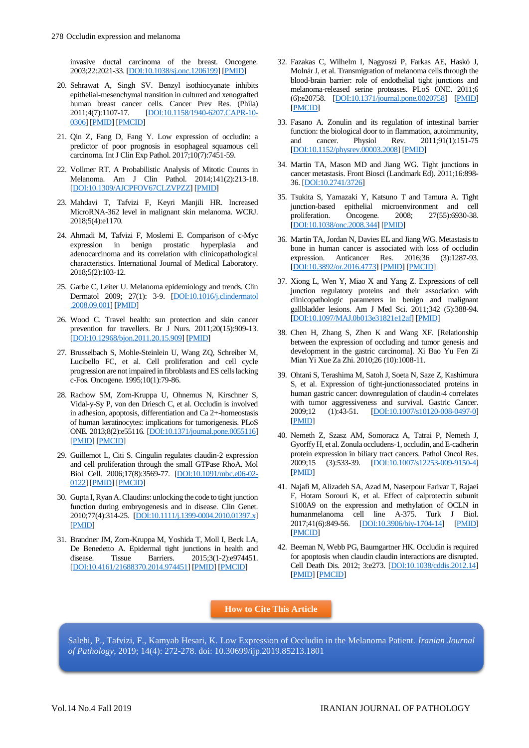invasive ductal carcinoma of the breast. Oncogene. 2003;22:2021-33. [DOI:10.1038/sj.onc.1206199] [PMID]

20. Sehrawat A, Singh SV. Benzyl isothiocyanate inhibits epithelial-mesenchymal transition in cultured and xenografted human breast cancer cells. Cancer Prev Res. (Phila) 2011;4(7):1107-17. [DOI:10.1158/1940-6207.CAPR-10-0306] [PMID] [PMCID]

21. Qin Z, Fang D, Fang Y. Low expression of occludin: a predictor of poor prognosis in esophageal squamous cell carcinoma. Int J Clin Exp Pathol. 2017;10(7):7451-59.

22. Vollmer RT. A Probabilistic Analysis of Mitotic Counts in Melanoma. Am J Clin Pathol. 2014;141(2):213-18. [DOI:10.1309/AJCPFOV67CLZVPZZ] [PMID]

23. Mahdavi T, Tafvizi F, Keyri Manjili HR. Increased MicroRNA-362 level in malignant skin melanoma. WCRJ. 2018;5(4):e1170.

24. Ahmadi M, Tafvizi F, Moslemi E. Comparison of c-Myc expression in benign prostatic hyperplasia and adenocarcinoma and its correlation with clinicopathological characteristics. International Journal of Medical Laboratory. 2018;5(2):103-12.

25. Garbe C, Leiter U. Melanoma epidemiology and trends. Clin Dermatol 2009; 27(1): 3-9. [DOI:10.1016/j.clindermatol.2008.09.001] [PMID]

26. Wood C. Travel health: sun protection and skin cancer prevention for travellers. Br J Nurs. 2011;20(15):909-13. [DOI:10.12968/bjon.2011.20.15.909] [PMID]

27. Brusselbach S, Mohle-Steinlein U, Wang ZQ, Schreiber M, Lucibello FC, et al. Cell proliferation and cell cycle progression are not impaired in fibroblasts and ES cells lacking c-Fos. Oncogene. 1995;10(1):79-86.

28. Rachow SM, Zorn-Kruppa U, Ohnemus N, Kirschner S, Vidal-y-Sy P, von den Driesch C, et al. Occludin is involved in adhesion, apoptosis, differentiation and Ca 2+-homeostasis of human keratinocytes: implications for tumorigenesis. PLoS ONE. 2013;8(2):e55116. [DOI:10.1371/journal.pone.0055116] [PMID] [PMCID]

29. Guillemot L, Citi S. Cingulin regulates claudin-2 expression and cell proliferation through the small GTPase RhoA. Mol Biol Cell. 2006;17(8):3569-77. [DOI:10.1091/mbc.e06-02-0122] [PMID] [PMCID]

30. Gupta I, Ryan A. Claudins: unlocking the code to tight junction function during embryogenesis and in disease. Clin Genet. 2010;77(4):314-25. [DOI:10.1111/j.1399-0004.2010.01397.x] [PMID]

31. Brandner JM, Zorn-Kruppa M, Yoshida T, Moll I, Beck LA, De Benedetto A. Epidermal tight junctions in health and disease. Tissue Barriers. 2015;3(1-2):e974451. [DOI:10.4161/21688370.2014.974451] [PMID] [PMCID]

32. Fazakas C, Wilhelm I, Nagyoszi P, Farkas AE, Haskó J, Molnár J, et al. Transmigration of melanoma cells through the blood-brain barrier: role of endothelial tight junctions and melanoma-released serine proteases. PLoS ONE. 2011;6 (6):e20758. [DOI:10.1371/journal.pone.0020758] [PMID] [PMCID]

33. Fasano A. Zonulin and its regulation of intestinal barrier function: the biological door to in flammation, autoimmunity, and cancer. Physiol Rev. 2011;91(1):151-75 [DOI:10.1152/physrev.00003.2008] [PMID]

34. Martin TA, Mason MD and Jiang WG. Tight junctions in cancer metastasis. Front Biosci (Landmark Ed). 2011;16:898-36. [DOI:10.2741/3726]

35. Tsukita S, Yamazaki Y, Katsuno T and Tamura A. Tight junction-based epithelial microenvironment and cell proliferation. Oncogene. 2008; 27(55):6930-38. [DOI:10.1038/onc.2008.344] [PMID]

36. Martin TA, Jordan N, Davies EL and Jiang WG. Metastasis to bone in human cancer is associated with loss of occludin expression. Anticancer Res. 2016;36 (3):1287-93. [DOI:10.3892/or.2016.4773] [PMID] [PMCID]

37. Xiong G, Wen Y, Miao X and Yang Z. Expressions of cell junction regulatory proteins and their association with clinicopathologic parameters in benign and malignant gallbladder lesions. Am J Med Sci. 2011;342 (5):388-94. [DOI:10.1097/MAJ.0b013e31821e12af] [PMID]

38. Chen H, Zhang S, Zhen K and Wang XF. [Relationship between the expression of occluding and tumor genesis and development in the gastric carcinoma]. Xi Bao Yu Fen Zi Mian Yi Xue Za Zhi. 2010;26 (10):1008-11.

39. Ohtani S, Terashima M, Satoh J, Soeta N, Saze Z, Kashimura S, et al. Expression of tight-junctionassociated proteins in human gastric cancer: downregulation of claudin-4 correlates with tumor aggressiveness and survival. Gastric Cancer. 2009;12 (1):43-51. [DOI:10.1007/s10120-008-0497-0] [PMID]

40. Nemeth Z, Szasz AM, Somoracz A, Tatrai P, Nemeth J, Gyorffy H, et al. Zonula occludens-1, occludin, and E-cadherin protein expression in biliary tract cancers. Pathol Oncol Res. 2009;15 (3):533-39. [DOI:10.1007/s12253-009-9150-4] [PMID]

41. Najafi M, Alizadeh SA, Azad M, Naserpour Farivar T, Rajaei F, Hotam Sorouri K, et al. Effect of calprotectin subunit S100A9 on the expression and methylation of OCLN in humanmelanoma cell line A-375. Turk J Biol. 2017;41(6):849-56. [DOI:10.3906/biy-1704-14] [PMID] [PMCID]

42. Beeman N, Webb PG, Baumgartner HK. Occludin is required for apoptosis when claudin claudin interactions are disrupted. Cell Death Dis. 2012; 3:e273. [DOI:10.1038/cddis.2012.14] [PMID] [PMCID]

**How to Cite This Article**

Salehi, P., Tafvizi, F., Kamyab Hesari, K. Low Expression of Occludin in the Melanoma Patient. *Iranian Journal of Pathology*, 2019; 14(4): 272-278. doi: 10.30699/ijp.2019.85213.1801